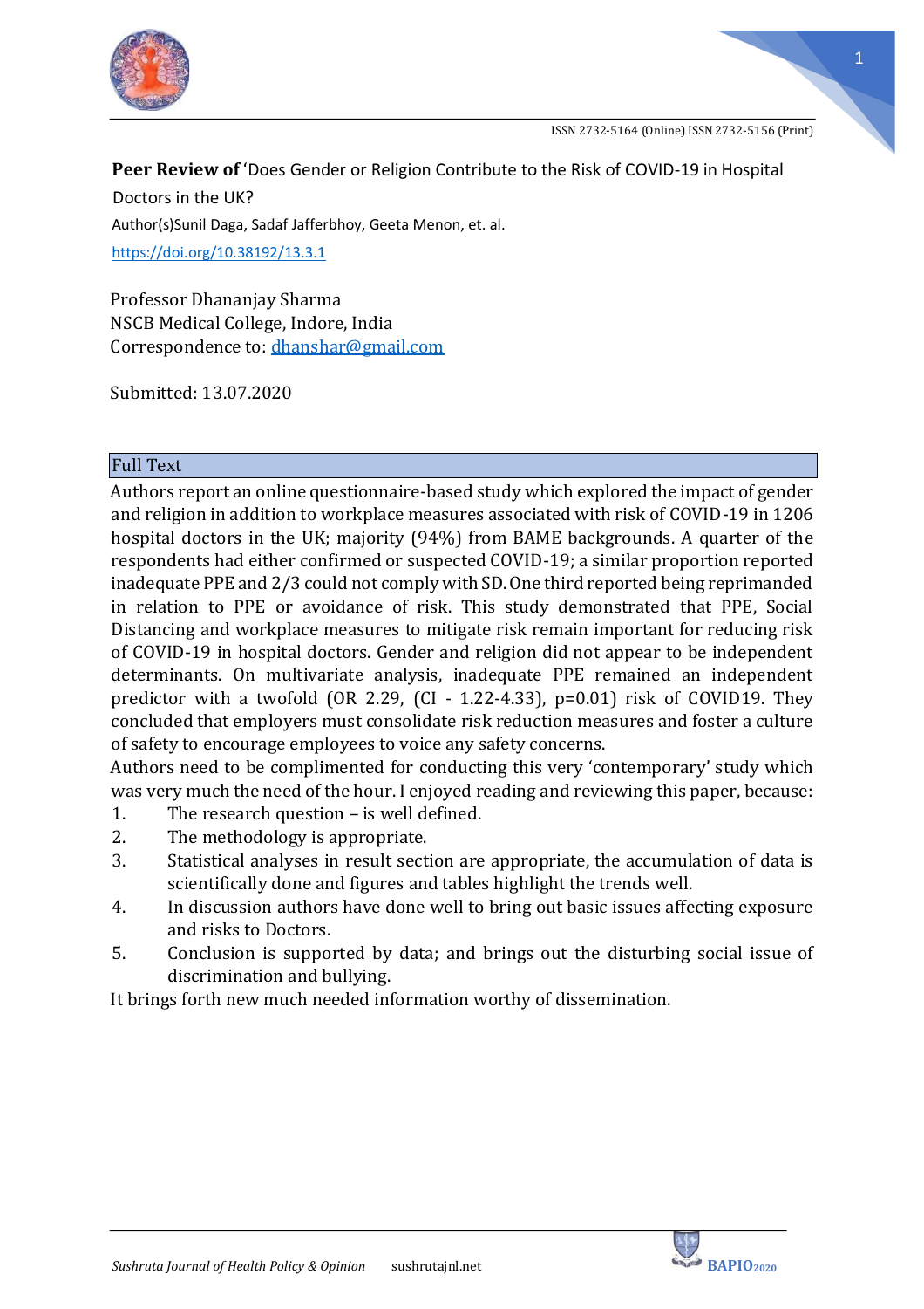**Peer Review of** 'Does Gender or Religion Contribute to the Risk of COVID-19 in Hospital Doctors in the UK?

Author(s)Sunil Daga, Sadaf Jafferbhoy, Geeta Menon, et. al.

https://doi.org/10.38192/13.3.1

Professor Dhananjay Sharma
NSCB Medical College, Indore, India
Correspondence to: dhanshar@gmail.com

Submitted: 13.07.2020

## Full Text

Authors report an online questionnaire-based study which explored the impact of gender and religion in addition to workplace measures associated with risk of COVID-19 in 1206 hospital doctors in the UK; majority (94%) from BAME backgrounds. A quarter of the respondents had either confirmed or suspected COVID-19; a similar proportion reported inadequate PPE and 2/3 could not comply with SD. One third reported being reprimanded in relation to PPE or avoidance of risk. This study demonstrated that PPE, Social Distancing and workplace measures to mitigate risk remain important for reducing risk of COVID-19 in hospital doctors. Gender and religion did not appear to be independent determinants. On multivariate analysis, inadequate PPE remained an independent predictor with a twofold (OR 2.29, (CI - 1.22-4.33), p=0.01) risk of COVID19. They concluded that employers must consolidate risk reduction measures and foster a culture of safety to encourage employees to voice any safety concerns.

Authors need to be complimented for conducting this very 'contemporary' study which was very much the need of the hour. I enjoyed reading and reviewing this paper, because:

1. The research question – is well defined.
2. The methodology is appropriate.
3. Statistical analyses in result section are appropriate, the accumulation of data is scientifically done and figures and tables highlight the trends well.
4. In discussion authors have done well to bring out basic issues affecting exposure and risks to Doctors.
5. Conclusion is supported by data; and brings out the disturbing social issue of discrimination and bullying.

It brings forth new much needed information worthy of dissemination.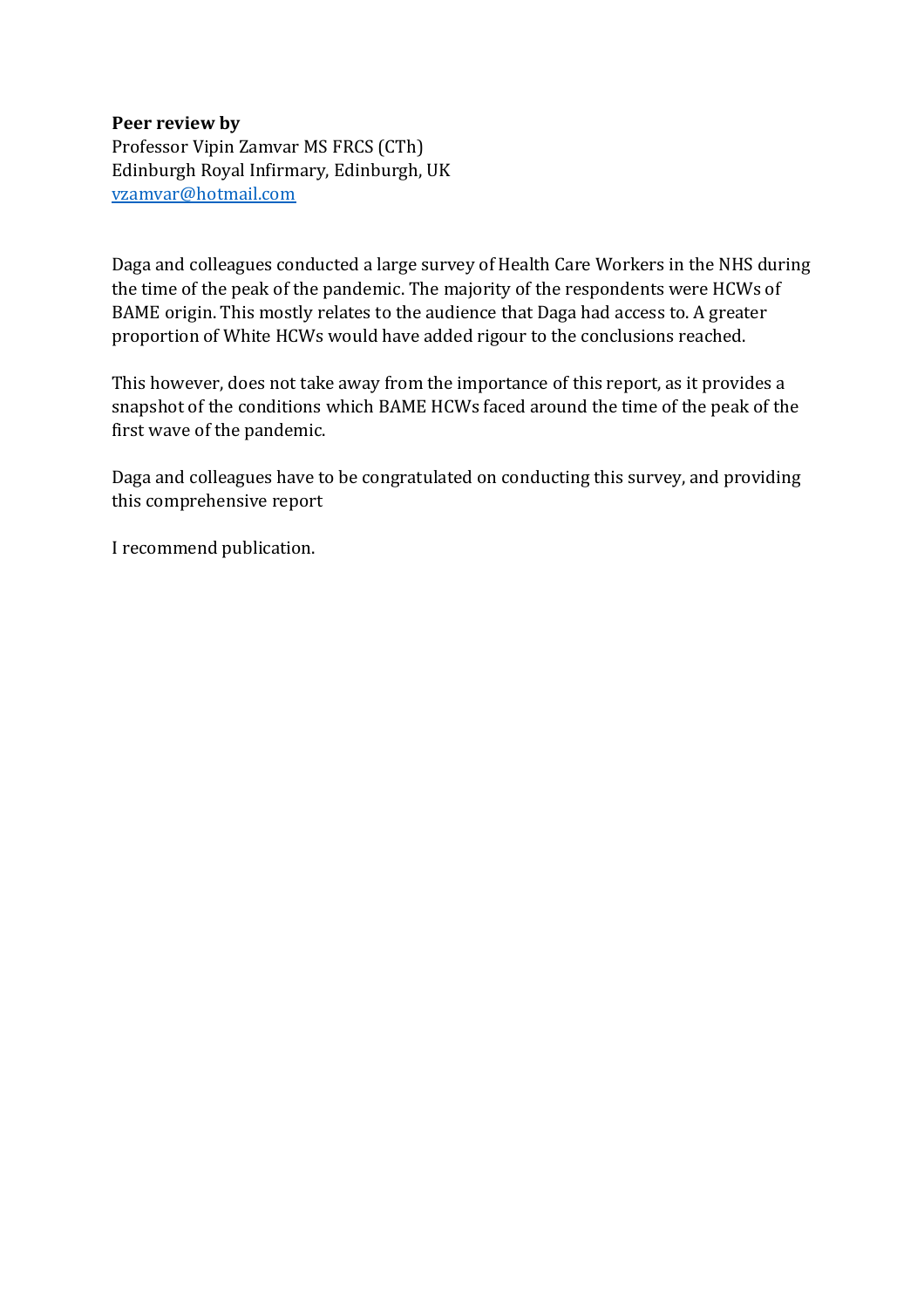**Peer review by**
Professor Vipin Zamvar MS FRCS (CTh)
Edinburgh Royal Infirmary, Edinburgh, UK
vzamvar@hotmail.com

Daga and colleagues conducted a large survey of Health Care Workers in the NHS during the time of the peak of the pandemic. The majority of the respondents were HCWs of BAME origin. This mostly relates to the audience that Daga had access to. A greater proportion of White HCWs would have added rigour to the conclusions reached.

This however, does not take away from the importance of this report, as it provides a snapshot of the conditions which BAME HCWs faced around the time of the peak of the first wave of the pandemic.

Daga and colleagues have to be congratulated on conducting this survey, and providing this comprehensive report

I recommend publication.